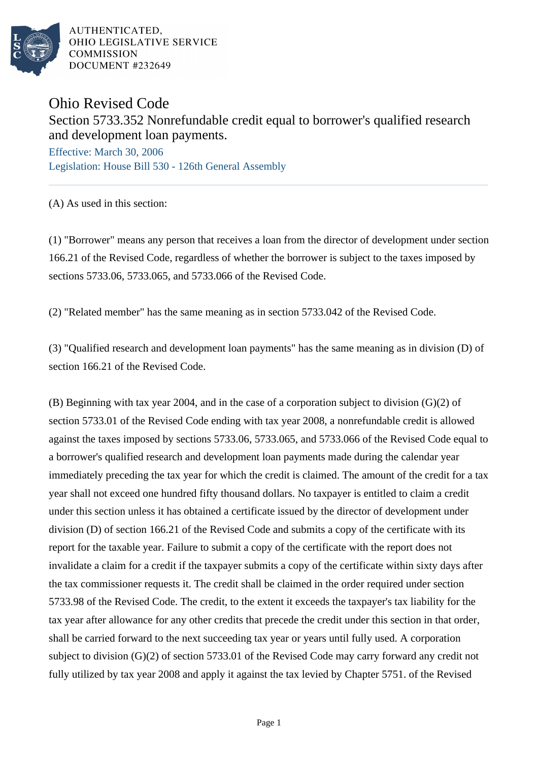AUTHENTICATED,
OHIO LEGISLATIVE SERVICE
COMMISSION
DOCUMENT #232649

# Ohio Revised Code

## Section 5733.352 Nonrefundable credit equal to borrower's qualified research and development loan payments.

Effective: March 30, 2006

Legislation: House Bill 530 - 126th General Assembly

(A) As used in this section:

(1) "Borrower" means any person that receives a loan from the director of development under section 166.21 of the Revised Code, regardless of whether the borrower is subject to the taxes imposed by sections 5733.06, 5733.065, and 5733.066 of the Revised Code.

(2) "Related member" has the same meaning as in section 5733.042 of the Revised Code.

(3) "Qualified research and development loan payments" has the same meaning as in division (D) of section 166.21 of the Revised Code.

(B) Beginning with tax year 2004, and in the case of a corporation subject to division (G)(2) of section 5733.01 of the Revised Code ending with tax year 2008, a nonrefundable credit is allowed against the taxes imposed by sections 5733.06, 5733.065, and 5733.066 of the Revised Code equal to a borrower's qualified research and development loan payments made during the calendar year immediately preceding the tax year for which the credit is claimed. The amount of the credit for a tax year shall not exceed one hundred fifty thousand dollars. No taxpayer is entitled to claim a credit under this section unless it has obtained a certificate issued by the director of development under division (D) of section 166.21 of the Revised Code and submits a copy of the certificate with its report for the taxable year. Failure to submit a copy of the certificate with the report does not invalidate a claim for a credit if the taxpayer submits a copy of the certificate within sixty days after the tax commissioner requests it. The credit shall be claimed in the order required under section 5733.98 of the Revised Code. The credit, to the extent it exceeds the taxpayer's tax liability for the tax year after allowance for any other credits that precede the credit under this section in that order, shall be carried forward to the next succeeding tax year or years until fully used. A corporation subject to division (G)(2) of section 5733.01 of the Revised Code may carry forward any credit not fully utilized by tax year 2008 and apply it against the tax levied by Chapter 5751. of the Revised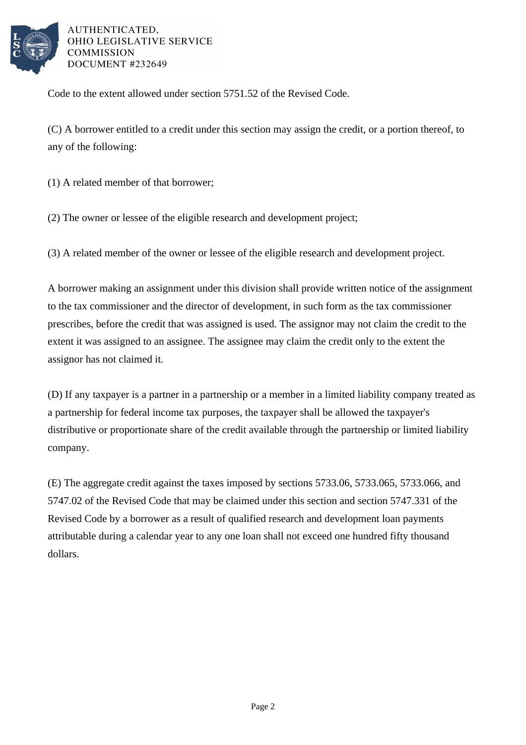Code to the extent allowed under section 5751.52 of the Revised Code.

(C) A borrower entitled to a credit under this section may assign the credit, or a portion thereof, to any of the following:

(1) A related member of that borrower;

(2) The owner or lessee of the eligible research and development project;

(3) A related member of the owner or lessee of the eligible research and development project.

A borrower making an assignment under this division shall provide written notice of the assignment to the tax commissioner and the director of development, in such form as the tax commissioner prescribes, before the credit that was assigned is used. The assignor may not claim the credit to the extent it was assigned to an assignee. The assignee may claim the credit only to the extent the assignor has not claimed it.

(D) If any taxpayer is a partner in a partnership or a member in a limited liability company treated as a partnership for federal income tax purposes, the taxpayer shall be allowed the taxpayer's distributive or proportionate share of the credit available through the partnership or limited liability company.

(E) The aggregate credit against the taxes imposed by sections 5733.06, 5733.065, 5733.066, and 5747.02 of the Revised Code that may be claimed under this section and section 5747.331 of the Revised Code by a borrower as a result of qualified research and development loan payments attributable during a calendar year to any one loan shall not exceed one hundred fifty thousand dollars.